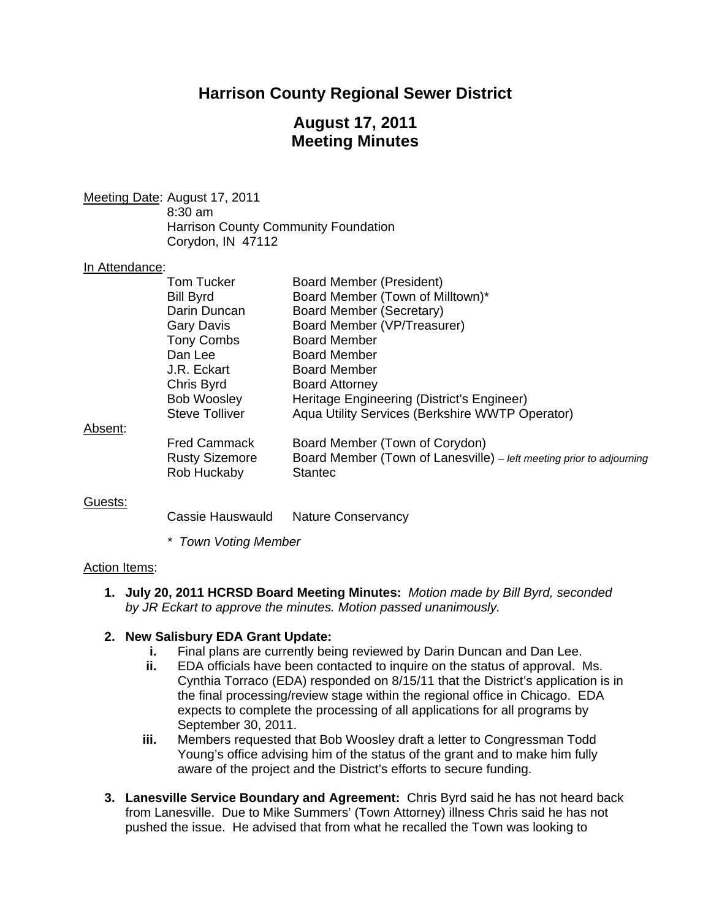# Harrison County Regional Sewer District

## August 17, 2011
## Meeting Minutes

Meeting Date: August 17, 2011
8:30 am
Harrison County Community Foundation
Corydon, IN 47112

In Attendance:

| | |
|---|---|
| Tom Tucker | Board Member (President) |
| Bill Byrd | Board Member (Town of Milltown)* |
| Darin Duncan | Board Member (Secretary) |
| Gary Davis | Board Member (VP/Treasurer) |
| Tony Combs | Board Member |
| Dan Lee | Board Member |
| J.R. Eckart | Board Member |
| Chris Byrd | Board Attorney |
| Bob Woosley | Heritage Engineering (District's Engineer) |
| Steve Tolliver | Aqua Utility Services (Berkshire WWTP Operator) |

Absent:

| | |
|---|---|
| Fred Cammack | Board Member (Town of Corydon) |
| Rusty Sizemore | Board Member (Town of Lanesville) – *left meeting prior to adjourning* |
| Rob Huckaby | Stantec |

Guests:

| | |
|---|---|
| Cassie Hauswauld | Nature Conservancy |

*\* Town Voting Member*

Action Items:

1. **July 20, 2011 HCRSD Board Meeting Minutes:** *Motion made by Bill Byrd, seconded by JR Eckart to approve the minutes. Motion passed unanimously.*

2. **New Salisbury EDA Grant Update:**
   i. Final plans are currently being reviewed by Darin Duncan and Dan Lee.
   ii. EDA officials have been contacted to inquire on the status of approval. Ms. Cynthia Torraco (EDA) responded on 8/15/11 that the District's application is in the final processing/review stage within the regional office in Chicago. EDA expects to complete the processing of all applications for all programs by September 30, 2011.
   iii. Members requested that Bob Woosley draft a letter to Congressman Todd Young's office advising him of the status of the grant and to make him fully aware of the project and the District's efforts to secure funding.

3. **Lanesville Service Boundary and Agreement:** Chris Byrd said he has not heard back from Lanesville. Due to Mike Summers' (Town Attorney) illness Chris said he has not pushed the issue. He advised that from what he recalled the Town was looking to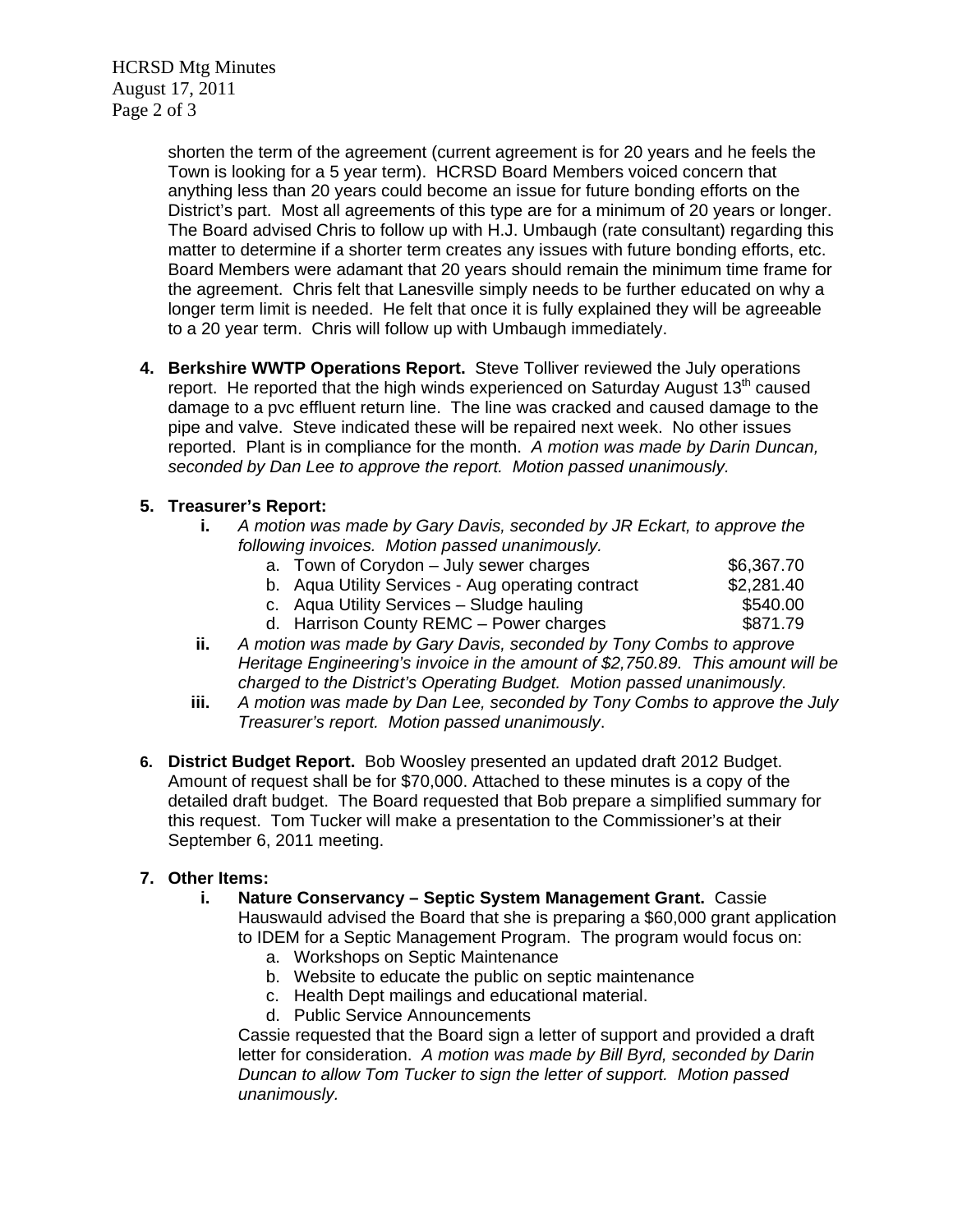shorten the term of the agreement (current agreement is for 20 years and he feels the Town is looking for a 5 year term). HCRSD Board Members voiced concern that anything less than 20 years could become an issue for future bonding efforts on the District's part. Most all agreements of this type are for a minimum of 20 years or longer. The Board advised Chris to follow up with H.J. Umbaugh (rate consultant) regarding this matter to determine if a shorter term creates any issues with future bonding efforts, etc. Board Members were adamant that 20 years should remain the minimum time frame for the agreement. Chris felt that Lanesville simply needs to be further educated on why a longer term limit is needed. He felt that once it is fully explained they will be agreeable to a 20 year term. Chris will follow up with Umbaugh immediately.

4. **Berkshire WWTP Operations Report.** Steve Tolliver reviewed the July operations report. He reported that the high winds experienced on Saturday August 13th caused damage to a pvc effluent return line. The line was cracked and caused damage to the pipe and valve. Steve indicated these will be repaired next week. No other issues reported. Plant is in compliance for the month. *A motion was made by Darin Duncan, seconded by Dan Lee to approve the report. Motion passed unanimously.*

5. **Treasurer's Report:**
   - **i.** *A motion was made by Gary Davis, seconded by JR Eckart, to approve the following invoices. Motion passed unanimously.*
     - a. Town of Corydon – July sewer charges $6,367.70
     - b. Aqua Utility Services - Aug operating contract $2,281.40
     - c. Aqua Utility Services – Sludge hauling $540.00
     - d. Harrison County REMC – Power charges $871.79
   - **ii.** *A motion was made by Gary Davis, seconded by Tony Combs to approve Heritage Engineering's invoice in the amount of $2,750.89. This amount will be charged to the District's Operating Budget. Motion passed unanimously.*
   - **iii.** *A motion was made by Dan Lee, seconded by Tony Combs to approve the July Treasurer's report. Motion passed unanimously*.

6. **District Budget Report.** Bob Woosley presented an updated draft 2012 Budget. Amount of request shall be for $70,000. Attached to these minutes is a copy of the detailed draft budget. The Board requested that Bob prepare a simplified summary for this request. Tom Tucker will make a presentation to the Commissioner's at their September 6, 2011 meeting.

7. **Other Items:**
   - **i. Nature Conservancy – Septic System Management Grant.** Cassie Hauswauld advised the Board that she is preparing a $60,000 grant application to IDEM for a Septic Management Program. The program would focus on:
     - a. Workshops on Septic Maintenance
     - b. Website to educate the public on septic maintenance
     - c. Health Dept mailings and educational material.
     - d. Public Service Announcements

     Cassie requested that the Board sign a letter of support and provided a draft letter for consideration. *A motion was made by Bill Byrd, seconded by Darin Duncan to allow Tom Tucker to sign the letter of support. Motion passed unanimously.*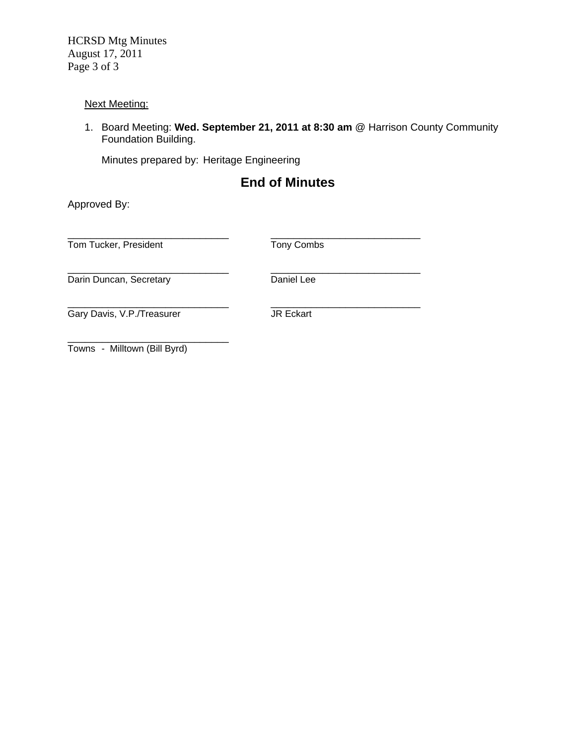Next Meeting:

1. Board Meeting: **Wed. September 21, 2011 at 8:30 am** @ Harrison County Community Foundation Building.

   Minutes prepared by: Heritage Engineering

## End of Minutes

Approved By:

| | |
|---|---|
| ______________________________ | ______________________________ |
| Tom Tucker, President | Tony Combs |
| ______________________________ | ______________________________ |
| Darin Duncan, Secretary | Daniel Lee |
| ______________________________ | ______________________________ |
| Gary Davis, V.P./Treasurer | JR Eckart |
| ______________________________ | |
| Towns - Milltown (Bill Byrd) | |